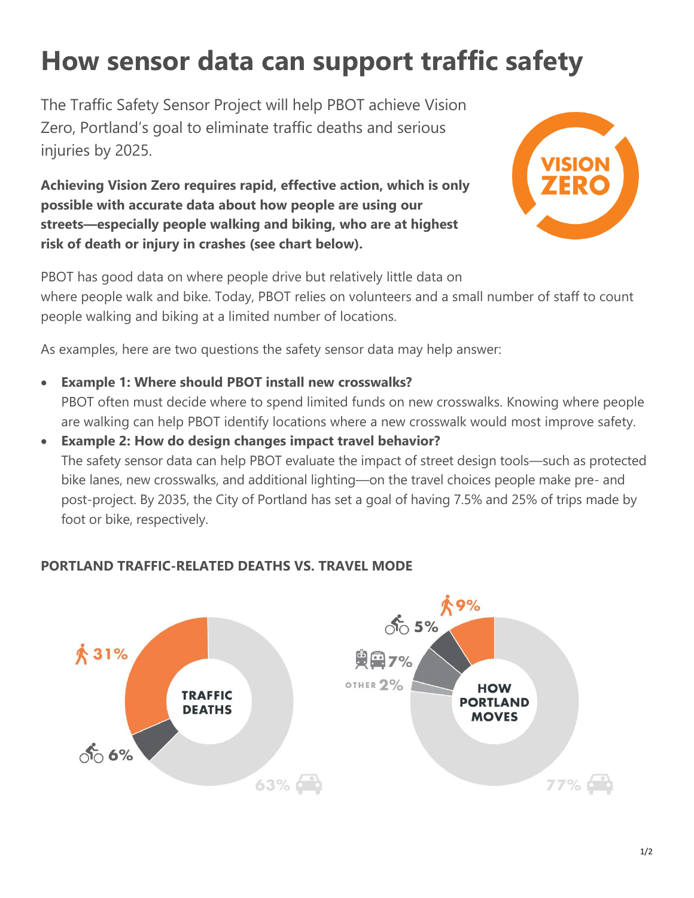# How sensor data can support traffic safety

The Traffic Safety Sensor Project will help PBOT achieve Vision Zero, Portland's goal to eliminate traffic deaths and serious injuries by 2025.

VISION ZERO

**Achieving Vision Zero requires rapid, effective action, which is only possible with accurate data about how people are using our streets—especially people walking and biking, who are at highest risk of death or injury in crashes (see chart below).**

PBOT has good data on where people drive but relatively little data on where people walk and bike. Today, PBOT relies on volunteers and a small number of staff to count people walking and biking at a limited number of locations.

As examples, here are two questions the safety sensor data may help answer:

- **Example 1: Where should PBOT install new crosswalks?**
  PBOT often must decide where to spend limited funds on new crosswalks. Knowing where people are walking can help PBOT identify locations where a new crosswalk would most improve safety.
- **Example 2: How do design changes impact travel behavior?**
  The safety sensor data can help PBOT evaluate the impact of street design tools—such as protected bike lanes, new crosswalks, and additional lighting—on the travel choices people make pre- and post-project. By 2035, the City of Portland has set a goal of having 7.5% and 25% of trips made by foot or bike, respectively.

**PORTLAND TRAFFIC-RELATED DEATHS VS. TRAVEL MODE**

TRAFFIC DEATHS

- 31% (walking)
- 6% (biking)
- 63% (driving)

HOW PORTLAND MOVES

- 9% (walking)
- 5% (biking)
- 7% (transit)
- OTHER 2%
- 77% (driving)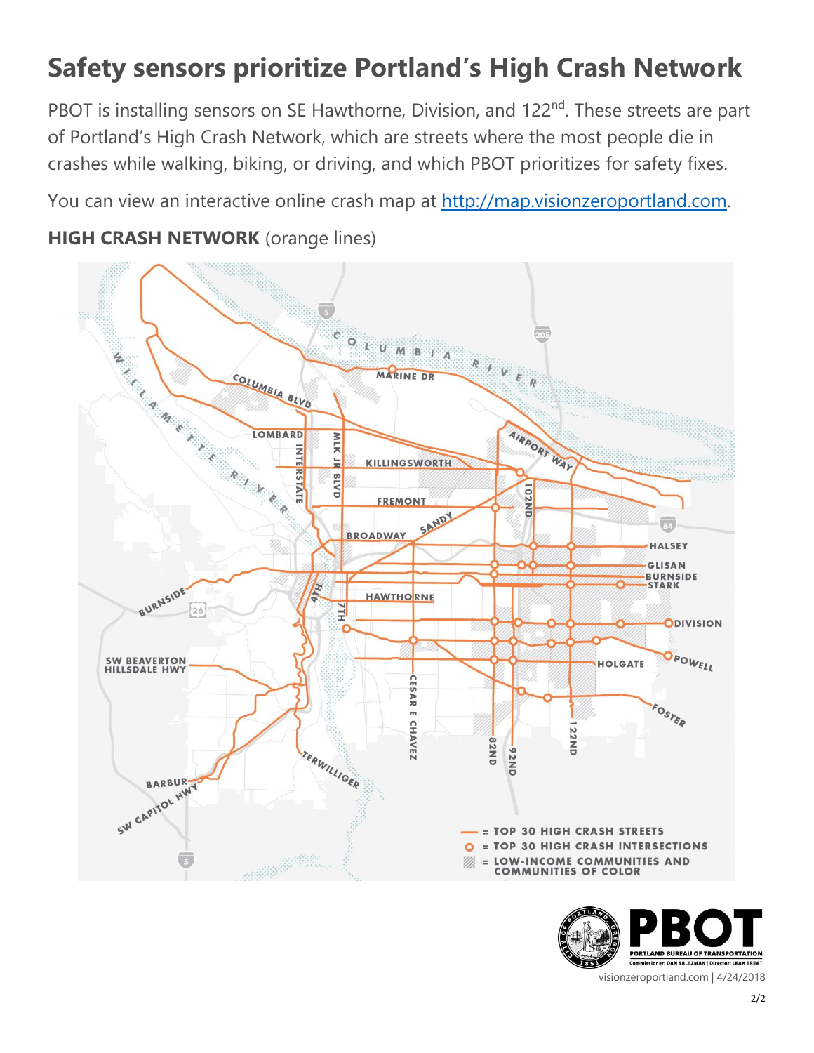# Safety sensors prioritize Portland's High Crash Network

PBOT is installing sensors on SE Hawthorne, Division, and 122nd. These streets are part of Portland's High Crash Network, which are streets where the most people die in crashes while walking, biking, or driving, and which PBOT prioritizes for safety fixes.

You can view an interactive online crash map at http://map.visionzeroportland.com.

**HIGH CRASH NETWORK** (orange lines)

COLUMBIA RIVER
WILLAMETTE RIVER
MARINE DR
COLUMBIA BLVD
LOMBARD
INTERSTATE
MLK JR BLVD
KILLINGSWORTH
AIRPORT WAY
102ND
FREMONT
SANDY
BROADWAY
HALSEY
GLISAN
BURNSIDE
STARK
BURNSIDE
4TH
7TH
HAWTHORNE
DIVISION
POWELL
HOLGATE
SW BEAVERTON HILLSDALE HWY
FOSTER
CESAR E CHAVEZ
82ND
92ND
122ND
TERWILLIGER
BARBUR
SW CAPITOL HWY

= TOP 30 HIGH CRASH STREETS
= TOP 30 HIGH CRASH INTERSECTIONS
= LOW-INCOME COMMUNITIES AND COMMUNITIES OF COLOR

PBOT
PORTLAND BUREAU OF TRANSPORTATION
Commissioner: DAN SALTZMAN | Director: LEAH TREAT

visionzeroportland.com | 4/24/2018